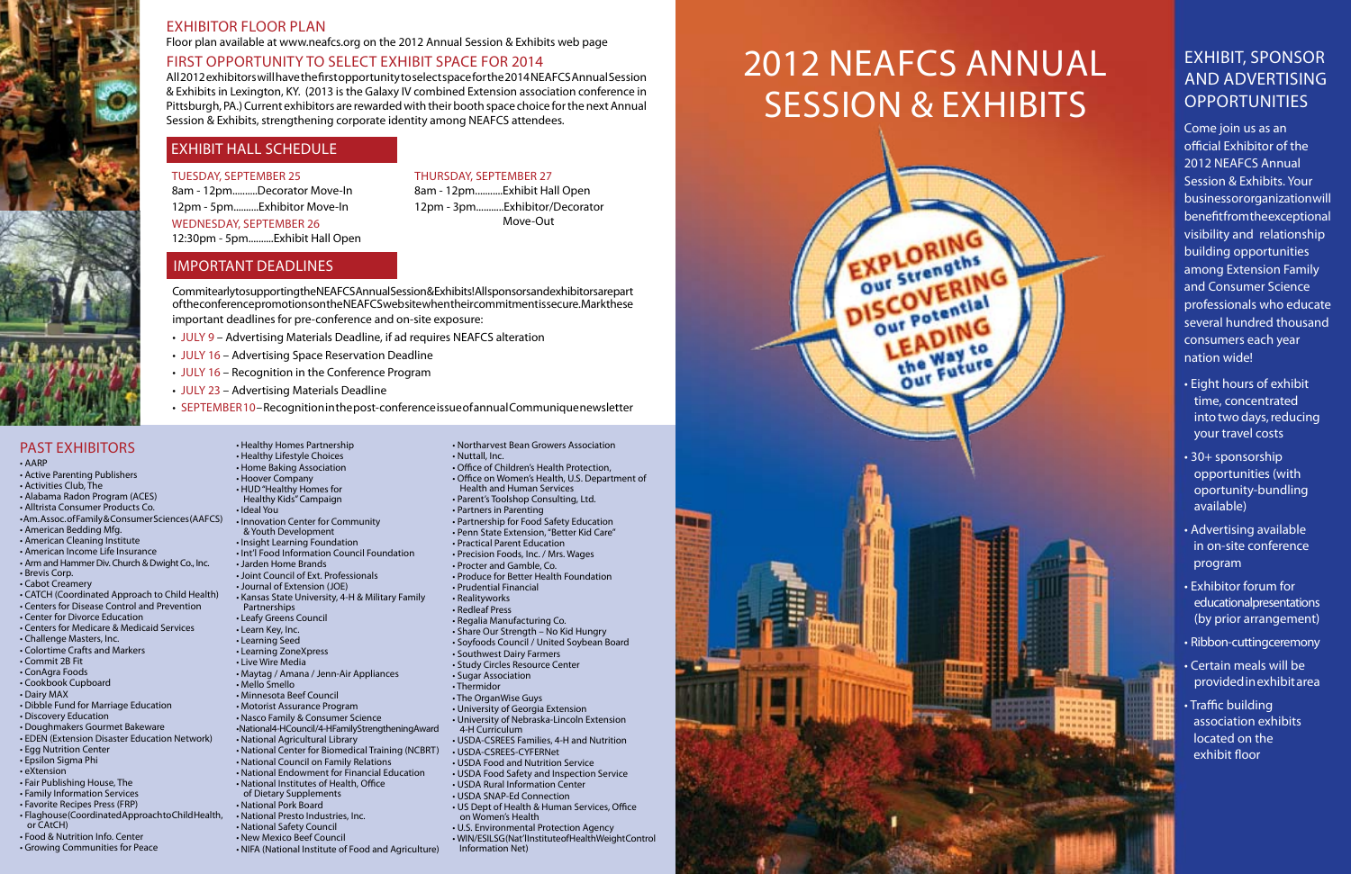# 2012 NEAFCS ANNUAL SESSION & EXHIBITS

EXPLORING Our Strengths
DISCOVERING Our Potential
LEADING the Way to Our Future

## EXHIBITOR FLOOR PLAN

Floor plan available at www.neafcs.org on the 2012 Annual Session & Exhibits web page

## FIRST OPPORTUNITY TO SELECT EXHIBIT SPACE FOR 2014

All 2012 exhibitors will have the first opportunity to select space for the 2014 NEAFCS Annual Session & Exhibits in Lexington, KY. (2013 is the Galaxy IV combined Extension association conference in Pittsburgh, PA.) Current exhibitors are rewarded with their booth space choice for the next Annual Session & Exhibits, strengthening corporate identity among NEAFCS attendees.

## EXHIBIT HALL SCHEDULE

**TUESDAY, SEPTEMBER 25**
8am - 12pm..........Decorator Move-In
12pm - 5pm..........Exhibitor Move-In

**WEDNESDAY, SEPTEMBER 26**
12:30pm - 5pm..........Exhibit Hall Open

**THURSDAY, SEPTEMBER 27**
8am - 12pm..........Exhibit Hall Open
12pm - 3pm..........Exhibitor/Decorator Move-Out

## IMPORTANT DEADLINES

Commit early to supporting the NEAFCS Annual Session & Exhibits! All sponsors and exhibitors are part of the conference promotions on the NEAFCS website when their commitment is secure. Mark these important deadlines for pre-conference and on-site exposure:

- JULY 9 – Advertising Materials Deadline, if ad requires NEAFCS alteration
- JULY 16 – Advertising Space Reservation Deadline
- JULY 16 – Recognition in the Conference Program
- JULY 23 – Advertising Materials Deadline
- SEPTEMBER 10 – Recognition in the post-conference issue of annual Communique newsletter

## PAST EXHIBITORS

- AARP
- Active Parenting Publishers
- Activities Club, The
- Alabama Radon Program (ACES)
- Alltrista Consumer Products Co.
- Am. Assoc. of Family & Consumer Sciences (AAFCS)
- American Bedding Mfg.
- American Cleaning Institute
- American Income Life Insurance
- Arm and Hammer Div. Church & Dwight Co., Inc.
- Brevis Corp.
- Cabot Creamery
- CATCH (Coordinated Approach to Child Health)
- Centers for Disease Control and Prevention
- Center for Divorce Education
- Centers for Medicare & Medicaid Services
- Challenge Masters, Inc.
- Colortime Crafts and Markers
- Commit 2B Fit
- ConAgra Foods
- Cookbook Cupboard
- Dairy MAX
- Dibble Fund for Marriage Education
- Discovery Education
- Doughmakers Gourmet Bakeware
- EDEN (Extension Disaster Education Network)
- Egg Nutrition Center
- Epsilon Sigma Phi
- eXtension
- Fair Publishing House, The
- Family Information Services
- Favorite Recipes Press (FRP)
- Flaghouse (Coordinated Approach to Child Health, or CAtCH)
- Food & Nutrition Info. Center
- Growing Communities for Peace
- Healthy Homes Partnership
- Healthy Lifestyle Choices
- Home Baking Association
- Hoover Company
- HUD "Healthy Homes for Healthy Kids" Campaign
- Ideal You
- Innovation Center for Community & Youth Development
- Insight Learning Foundation
- Int'l Food Information Council Foundation
- Jarden Home Brands
- Joint Council of Ext. Professionals
- Journal of Extension (JOE)
- Kansas State University, 4-H & Military Family Partnerships
- Leafy Greens Council
- Learn Key, Inc.
- Learning Seed
- Learning ZoneXpress
- Live Wire Media
- Maytag / Amana / Jenn-Air Appliances
- Mello Smello
- Minnesota Beef Council
- Motorist Assurance Program
- Nasco Family & Consumer Science
- National 4-H Council/4-H Family Strengthening Award
- National Agricultural Library
- National Center for Biomedical Training (NCBRT)
- National Council on Family Relations
- National Endowment for Financial Education
- National Institutes of Health, Office of Dietary Supplements
- National Pork Board
- National Presto Industries, Inc.
- National Safety Council
- New Mexico Beef Council
- NIFA (National Institute of Food and Agriculture)
- Northarvest Bean Growers Association
- Nuttall, Inc.
- Office of Children's Health Protection,
- Office on Women's Health, U.S. Department of Health and Human Services
- Parent's Toolshop Consulting, Ltd.
- Partners in Parenting
- Partnership for Food Safety Education
- Penn State Extension, "Better Kid Care"
- Practical Parent Education
- Precision Foods, Inc. / Mrs. Wages
- Procter and Gamble, Co.
- Produce for Better Health Foundation
- Prudential Financial
- Realityworks
- Redleaf Press
- Regalia Manufacturing Co.
- Share Our Strength – No Kid Hungry
- Soyfoods Council / United Soybean Board
- Southwest Dairy Farmers
- Study Circles Resource Center
- Sugar Association
- Thermidor
- The OrganWise Guys
- University of Georgia Extension
- University of Nebraska-Lincoln Extension 4-H Curriculum
- USDA-CSREES Families, 4-H and Nutrition
- USDA-CSREES-CYFERNet
- USDA Food and Nutrition Service
- USDA Food Safety and Inspection Service
- USDA Rural Information Center
- USDA SNAP-Ed Connection
- US Dept of Health & Human Services, Office on Women's Health
- U.S. Environmental Protection Agency
- WIN/ESILSG (Nat'l Institute of Health Weight Control Information Net)

## EXHIBIT, SPONSOR AND ADVERTISING OPPORTUNITIES

Come join us as an official Exhibitor of the 2012 NEAFCS Annual Session & Exhibits. Your business or organization will benefit from the exceptional visibility and relationship building opportunities among Extension Family and Consumer Science professionals who educate several hundred thousand consumers each year nation wide!

- Eight hours of exhibit time, concentrated into two days, reducing your travel costs
- 30+ sponsorship opportunities (with oportunity-bundling available)
- Advertising available in on-site conference program
- Exhibitor forum for educational presentations (by prior arrangement)
- Ribbon-cutting ceremony
- Certain meals will be provided in exhibit area
- Traffic building association exhibits located on the exhibit floor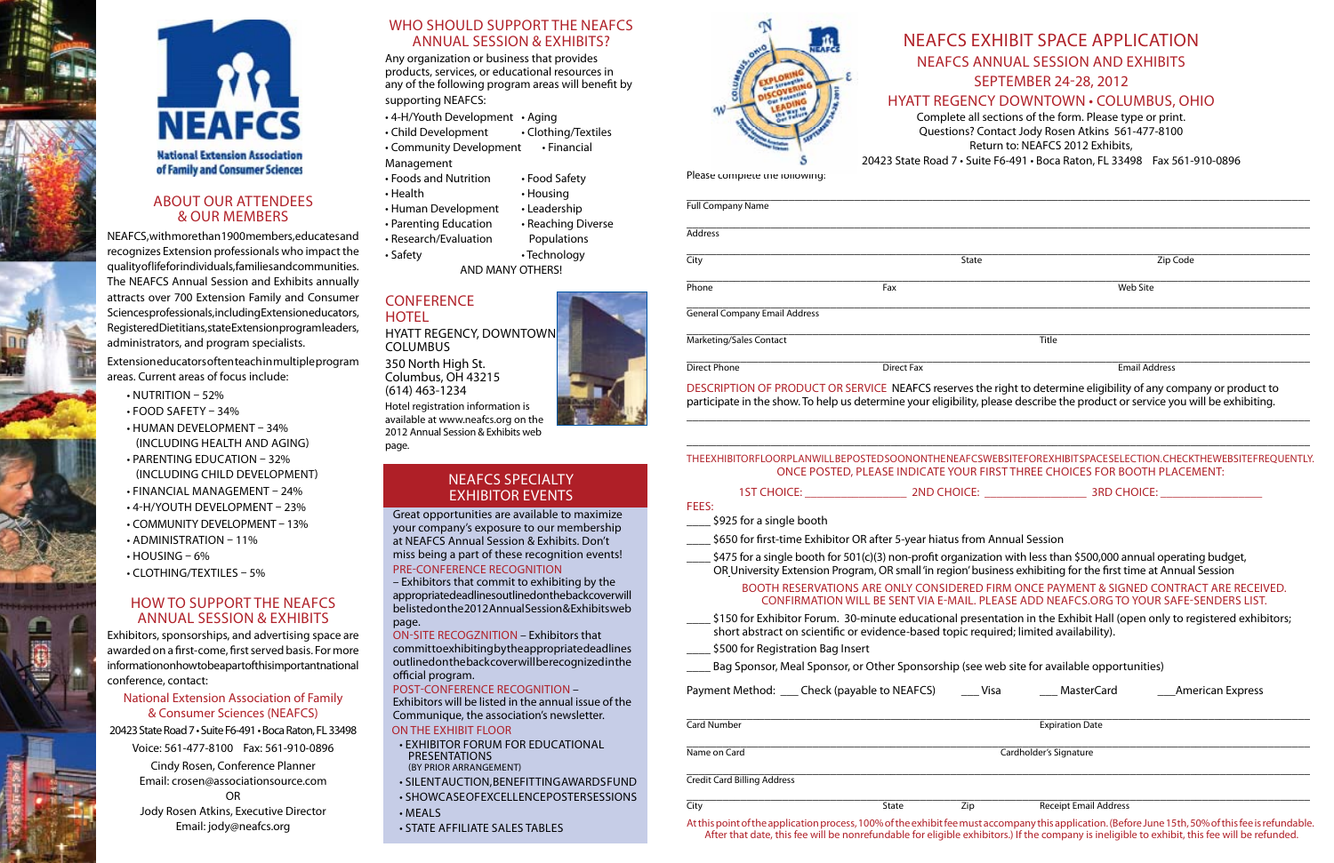NEAFCS

National Extension Association of Family and Consumer Sciences

## ABOUT OUR ATTENDEES & OUR MEMBERS

NEAFCS, with more than 1900 members, educates and recognizes Extension professionals who impact the quality of life for individuals, families and communities. The NEAFCS Annual Session and Exhibits annually attracts over 700 Extension Family and Consumer Sciences professionals, including Extension educators, Registered Dietitians, state Extension program leaders, administrators, and program specialists.

Extension educators often teach in multiple program areas. Current areas of focus include:

- NUTRITION – 52%
- FOOD SAFETY – 34%
- HUMAN DEVELOPMENT – 34% (INCLUDING HEALTH AND AGING)
- PARENTING EDUCATION – 32% (INCLUDING CHILD DEVELOPMENT)
- FINANCIAL MANAGEMENT – 24%
- 4-H/YOUTH DEVELOPMENT – 23%
- COMMUNITY DEVELOPMENT – 13%
- ADMINISTRATION – 11%
- HOUSING – 6%
- CLOTHING/TEXTILES – 5%

## HOW TO SUPPORT THE NEAFCS ANNUAL SESSION & EXHIBITS

Exhibitors, sponsorships, and advertising space are awarded on a first-come, first served basis. For more information on how to be a part of this important national conference, contact:

National Extension Association of Family & Consumer Sciences (NEAFCS)

20423 State Road 7 • Suite F6-491 • Boca Raton, FL 33498

Voice: 561-477-8100 Fax: 561-910-0896

Cindy Rosen, Conference Planner
Email: crosen@associationsource.com

OR

Jody Rosen Atkins, Executive Director
Email: jody@neafcs.org

## WHO SHOULD SUPPORT THE NEAFCS ANNUAL SESSION & EXHIBITS?

Any organization or business that provides products, services, or educational resources in any of the following program areas will benefit by supporting NEAFCS:

- 4-H/Youth Development
- Aging
- Child Development
- Clothing/Textiles
- Community Development
- Financial Management
- Foods and Nutrition
- Food Safety
- Health
- Housing
- Human Development
- Leadership
- Parenting Education
- Reaching Diverse Populations
- Research/Evaluation
- Safety
- Technology

AND MANY OTHERS!

## CONFERENCE HOTEL

HYATT REGENCY, DOWNTOWN COLUMBUS

350 North High St.
Columbus, OH 43215
(614) 463-1234

Hotel registration information is available at www.neafcs.org on the 2012 Annual Session & Exhibits web page.

## NEAFCS SPECIALTY EXHIBITOR EVENTS

Great opportunities are available to maximize your company's exposure to our membership at NEAFCS Annual Session & Exhibits. Don't miss being a part of these recognition events!

PRE-CONFERENCE RECOGNITION – Exhibitors that commit to exhibiting by the appropriate deadlines outlined on the back cover will be listed on the 2012 Annual Session & Exhibits web page.

ON-SITE RECOGZNITION – Exhibitors that commit to exhibiting by the appropriate deadlines outlined on the back cover will be recognized in the official program.

POST-CONFERENCE RECOGNITION – Exhibitors will be listed in the annual issue of the Communique, the association's newsletter.

ON THE EXHIBIT FLOOR

- EXHIBITOR FORUM FOR EDUCATIONAL PRESENTATIONS (BY PRIOR ARRANGEMENT)
- SILENT AUCTION, BENEFITTING AWARDS FUND
- SHOWCASE OF EXCELLENCE POSTER SESSIONS
- MEALS
- STATE AFFILIATE SALES TABLES

# NEAFCS EXHIBIT SPACE APPLICATION

## NEAFCS ANNUAL SESSION AND EXHIBITS

## SEPTEMBER 24-28, 2012

## HYATT REGENCY DOWNTOWN • COLUMBUS, OHIO

Complete all sections of the form. Please type or print.
Questions? Contact Jody Rosen Atkins 561-477-8100
Return to: NEAFCS 2012 Exhibits,
20423 State Road 7 • Suite F6-491 • Boca Raton, FL 33498 Fax 561-910-0896

Please complete the following:

Full Company Name ____________________

Address ____________________

City ________ State ________ Zip Code ________

Phone ________ Fax ________ Web Site ________

General Company Email Address ____________________

Marketing/Sales Contact ________ Title ________

Direct Phone ________ Direct Fax ________ Email Address ________

DESCRIPTION OF PRODUCT OR SERVICE NEAFCS reserves the right to determine eligibility of any company or product to participate in the show. To help us determine your eligibility, please describe the product or service you will be exhibiting.

____________________

____________________

THE EXHIBITOR FLOOR PLAN WILL BE POSTED SOON ON THE NEAFCS WEBSITE FOR EXHIBIT SPACE SELECTION. CHECK THE WEBSITE FREQUENTLY. ONCE POSTED, PLEASE INDICATE YOUR FIRST THREE CHOICES FOR BOOTH PLACEMENT:

1ST CHOICE: ________ 2ND CHOICE: ________ 3RD CHOICE: ________

FEES:

____ $925 for a single booth

____ $650 for first-time Exhibitor OR after 5-year hiatus from Annual Session

____ $475 for a single booth for 501(c)(3) non-profit organization with less than $500,000 annual operating budget, OR University Extension Program, OR small 'in region' business exhibiting for the first time at Annual Session

BOOTH RESERVATIONS ARE ONLY CONSIDERED FIRM ONCE PAYMENT & SIGNED CONTRACT ARE RECEIVED. CONFIRMATION WILL BE SENT VIA E-MAIL. PLEASE ADD NEAFCS.ORG TO YOUR SAFE-SENDERS LIST.

____ $150 for Exhibitor Forum. 30-minute educational presentation in the Exhibit Hall (open only to registered exhibitors; short abstract on scientific or evidence-based topic required; limited availability).

____ $500 for Registration Bag Insert

____ Bag Sponsor, Meal Sponsor, or Other Sponsorship (see web site for available opportunities)

Payment Method: ___ Check (payable to NEAFCS) ___ Visa ___ MasterCard ___ American Express

Card Number ________ Expiration Date ________

Name on Card ________ Cardholder's Signature ________

Credit Card Billing Address ____________________

City ________ State ________ Zip ________ Receipt Email Address ________

At this point of the application process, 100% of the exhibit fee must accompany this application. (Before June 15th, 50% of this fee is refundable. After that date, this fee will be nonrefundable for eligible exhibitors.) If the company is ineligible to exhibit, this fee will be refunded.